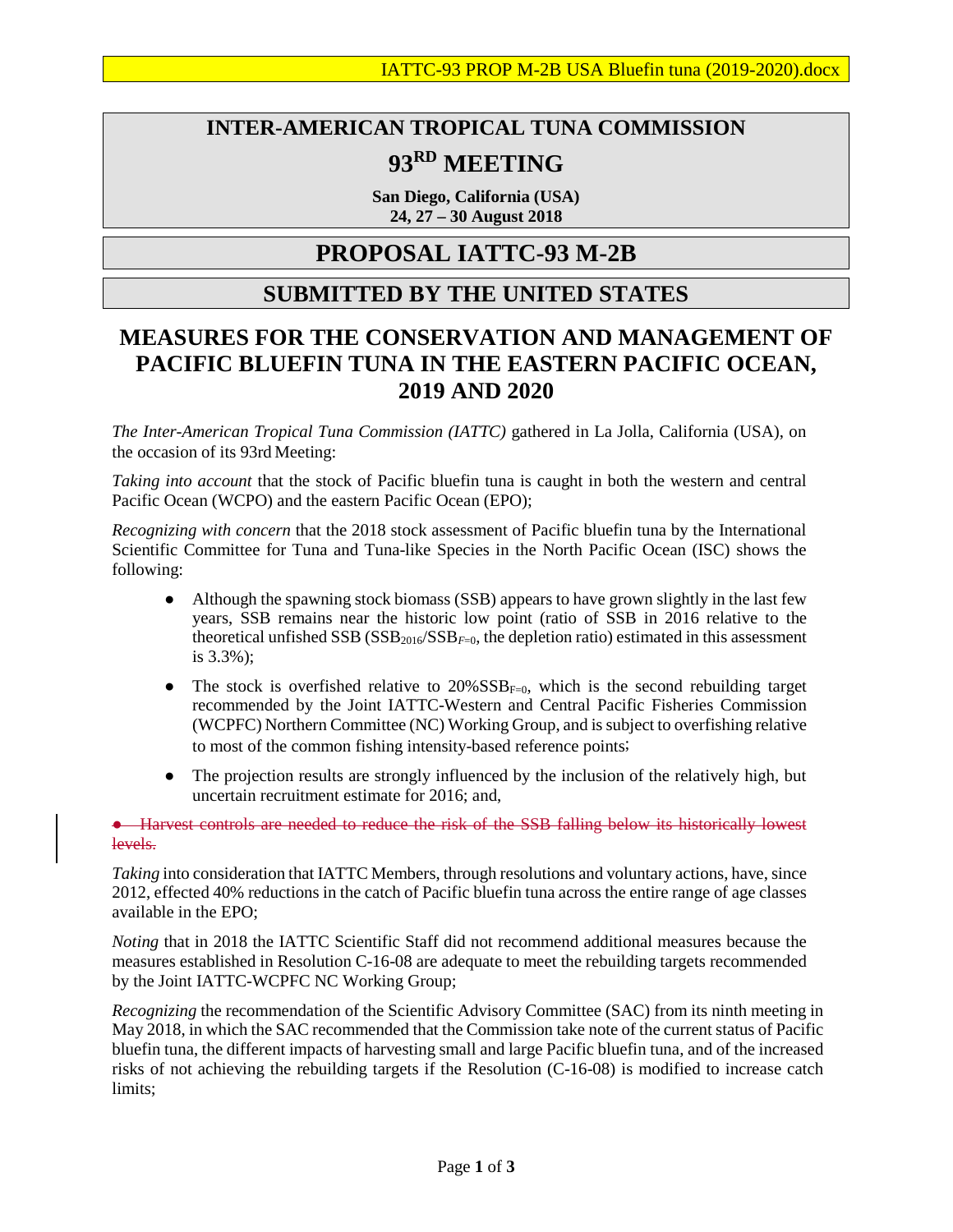IATTC-93 PROP M-2B USA Bluefin tuna (2019-2020).docx

# INTER-AMERICAN TROPICAL TUNA COMMISSION

## 93RD MEETING

**San Diego, California (USA)**
**24, 27 – 30 August 2018**

# PROPOSAL IATTC-93 M-2B

## SUBMITTED BY THE UNITED STATES

# MEASURES FOR THE CONSERVATION AND MANAGEMENT OF PACIFIC BLUEFIN TUNA IN THE EASTERN PACIFIC OCEAN, 2019 AND 2020

*The Inter-American Tropical Tuna Commission (IATTC)* gathered in La Jolla, California (USA), on the occasion of its 93rd Meeting:

*Taking into account* that the stock of Pacific bluefin tuna is caught in both the western and central Pacific Ocean (WCPO) and the eastern Pacific Ocean (EPO);

*Recognizing with concern* that the 2018 stock assessment of Pacific bluefin tuna by the International Scientific Committee for Tuna and Tuna-like Species in the North Pacific Ocean (ISC) shows the following:

- Although the spawning stock biomass (SSB) appears to have grown slightly in the last few years, SSB remains near the historic low point (ratio of SSB in 2016 relative to the theoretical unfished SSB ($SSB_{2016}/SSB_{F=0}$, the depletion ratio) estimated in this assessment is 3.3%);
- The stock is overfished relative to $20\%SSB_{F=0}$, which is the second rebuilding target recommended by the Joint IATTC-Western and Central Pacific Fisheries Commission (WCPFC) Northern Committee (NC) Working Group, and is subject to overfishing relative to most of the common fishing intensity-based reference points;
- The projection results are strongly influenced by the inclusion of the relatively high, but uncertain recruitment estimate for 2016; and,
- ~~Harvest controls are needed to reduce the risk of the SSB falling below its historically lowest levels.~~

*Taking* into consideration that IATTC Members, through resolutions and voluntary actions, have, since 2012, effected 40% reductions in the catch of Pacific bluefin tuna across the entire range of age classes available in the EPO;

*Noting* that in 2018 the IATTC Scientific Staff did not recommend additional measures because the measures established in Resolution C-16-08 are adequate to meet the rebuilding targets recommended by the Joint IATTC-WCPFC NC Working Group;

*Recognizing* the recommendation of the Scientific Advisory Committee (SAC) from its ninth meeting in May 2018, in which the SAC recommended that the Commission take note of the current status of Pacific bluefin tuna, the different impacts of harvesting small and large Pacific bluefin tuna, and of the increased risks of not achieving the rebuilding targets if the Resolution (C-16-08) is modified to increase catch limits;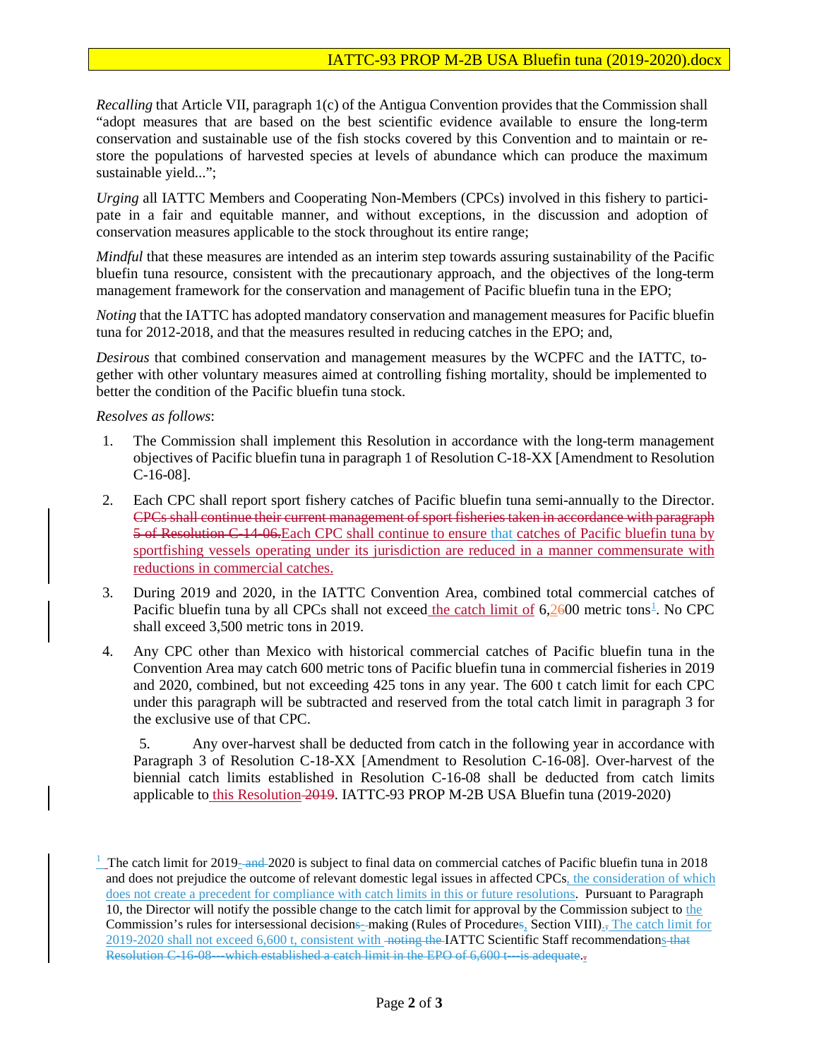*Recalling* that Article VII, paragraph 1(c) of the Antigua Convention provides that the Commission shall "adopt measures that are based on the best scientific evidence available to ensure the long-term conservation and sustainable use of the fish stocks covered by this Convention and to maintain or restore the populations of harvested species at levels of abundance which can produce the maximum sustainable yield...";

*Urging* all IATTC Members and Cooperating Non-Members (CPCs) involved in this fishery to participate in a fair and equitable manner, and without exceptions, in the discussion and adoption of conservation measures applicable to the stock throughout its entire range;

*Mindful* that these measures are intended as an interim step towards assuring sustainability of the Pacific bluefin tuna resource, consistent with the precautionary approach, and the objectives of the long-term management framework for the conservation and management of Pacific bluefin tuna in the EPO;

*Noting* that the IATTC has adopted mandatory conservation and management measures for Pacific bluefin tuna for 2012-2018, and that the measures resulted in reducing catches in the EPO; and,

*Desirous* that combined conservation and management measures by the WCPFC and the IATTC, together with other voluntary measures aimed at controlling fishing mortality, should be implemented to better the condition of the Pacific bluefin tuna stock.

*Resolves as follows*:

1. The Commission shall implement this Resolution in accordance with the long-term management objectives of Pacific bluefin tuna in paragraph 1 of Resolution C-18-XX [Amendment to Resolution C-16-08].

2. Each CPC shall report sport fishery catches of Pacific bluefin tuna semi-annually to the Director. ~~CPCs shall continue their current management of sport fisheries taken in accordance with paragraph 5 of Resolution C-14-06.~~Each CPC shall continue to ensure that catches of Pacific bluefin tuna by sportfishing vessels operating under its jurisdiction are reduced in a manner commensurate with reductions in commercial catches.

3. During 2019 and 2020, in the IATTC Convention Area, combined total commercial catches of Pacific bluefin tuna by all CPCs shall not exceed the catch limit of 6,~~2~~600 metric tons[1]. No CPC shall exceed 3,500 metric tons in 2019.

4. Any CPC other than Mexico with historical commercial catches of Pacific bluefin tuna in the Convention Area may catch 600 metric tons of Pacific bluefin tuna in commercial fisheries in 2019 and 2020, combined, but not exceeding 425 tons in any year. The 600 t catch limit for each CPC under this paragraph will be subtracted and reserved from the total catch limit in paragraph 3 for the exclusive use of that CPC.

5. Any over-harvest shall be deducted from catch in the following year in accordance with Paragraph 3 of Resolution C-18-XX [Amendment to Resolution C-16-08]. Over-harvest of the biennial catch limits established in Resolution C-16-08 shall be deducted from catch limits applicable to this Resolution ~~2019~~. IATTC-93 PROP M-2B USA Bluefin tuna (2019-2020)

---

[1] The catch limit for 2019-~~ and ~~2020 is subject to final data on commercial catches of Pacific bluefin tuna in 2018 and does not prejudice the outcome of relevant domestic legal issues in affected CPCs, the consideration of which does not create a precedent for compliance with catch limits in this or future resolutions. Pursuant to Paragraph 10, the Director will notify the possible change to the catch limit for approval by the Commission subject to the Commission's rules for intersessional decision~~s-~~ making (Rules of Procedure~~s~~, Section VIII)~~,~~. The catch limit for 2019-2020 shall not exceed 6,600 t, consistent with ~~noting the~~ IATTC Scientific Staff recommendations ~~that Resolution C-16-08---which established a catch limit in the EPO of 6,600 t---is adequate~~.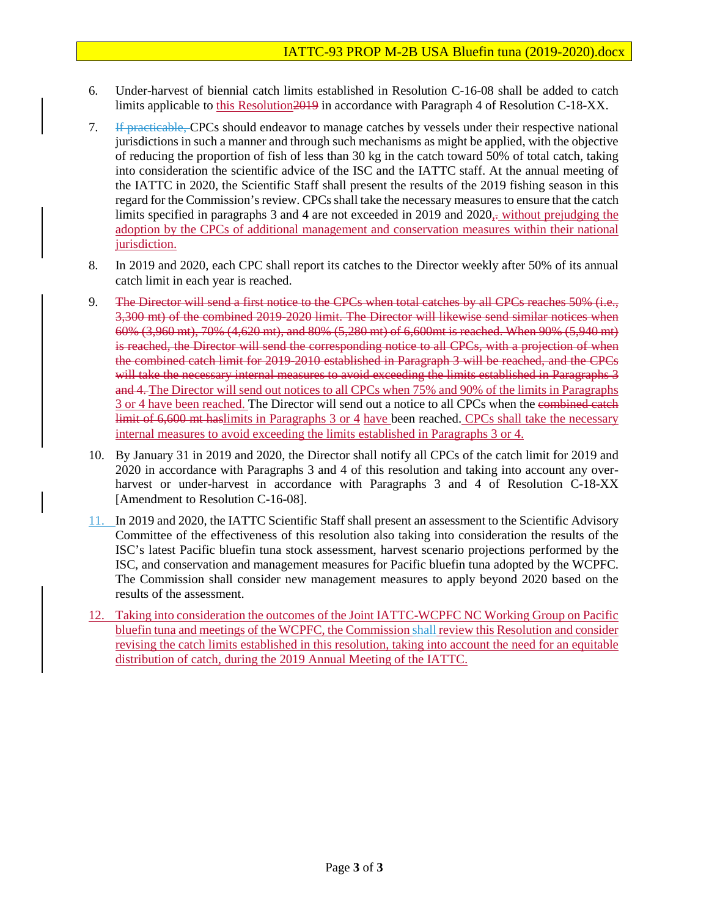6. Under-harvest of biennial catch limits established in Resolution C-16-08 shall be added to catch limits applicable to this Resolution~~2019~~ in accordance with Paragraph 4 of Resolution C-18-XX.

7. ~~If practicable,~~ CPCs should endeavor to manage catches by vessels under their respective national jurisdictions in such a manner and through such mechanisms as might be applied, with the objective of reducing the proportion of fish of less than 30 kg in the catch toward 50% of total catch, taking into consideration the scientific advice of the ISC and the IATTC staff. At the annual meeting of the IATTC in 2020, the Scientific Staff shall present the results of the 2019 fishing season in this regard for the Commission's review. CPCs shall take the necessary measures to ensure that the catch limits specified in paragraphs 3 and 4 are not exceeded in 2019 and 2020,~~.~~ without prejudging the adoption by the CPCs of additional management and conservation measures within their national jurisdiction.

8. In 2019 and 2020, each CPC shall report its catches to the Director weekly after 50% of its annual catch limit in each year is reached.

9. ~~The Director will send a first notice to the CPCs when total catches by all CPCs reaches 50% (i.e., 3,300 mt) of the combined 2019-2020 limit. The Director will likewise send similar notices when 60% (3,960 mt), 70% (4,620 mt), and 80% (5,280 mt) of 6,600mt is reached. When 90% (5,940 mt) is reached, the Director will send the corresponding notice to all CPCs, with a projection of when the combined catch limit for 2019-2010 established in Paragraph 3 will be reached, and the CPCs will take the necessary internal measures to avoid exceeding the limits established in Paragraphs 3 and 4.~~ The Director will send out notices to all CPCs when 75% and 90% of the limits in Paragraphs 3 or 4 have been reached. The Director will send out a notice to all CPCs when the ~~combined catch limit of 6,600 mt has~~limits in Paragraphs 3 or 4 have been reached. CPCs shall take the necessary internal measures to avoid exceeding the limits established in Paragraphs 3 or 4.

10. By January 31 in 2019 and 2020, the Director shall notify all CPCs of the catch limit for 2019 and 2020 in accordance with Paragraphs 3 and 4 of this resolution and taking into account any over-harvest or under-harvest in accordance with Paragraphs 3 and 4 of Resolution C-18-XX [Amendment to Resolution C-16-08].

11. In 2019 and 2020, the IATTC Scientific Staff shall present an assessment to the Scientific Advisory Committee of the effectiveness of this resolution also taking into consideration the results of the ISC's latest Pacific bluefin tuna stock assessment, harvest scenario projections performed by the ISC, and conservation and management measures for Pacific bluefin tuna adopted by the WCPFC. The Commission shall consider new management measures to apply beyond 2020 based on the results of the assessment.

12. Taking into consideration the outcomes of the Joint IATTC-WCPFC NC Working Group on Pacific bluefin tuna and meetings of the WCPFC, the Commission shall review this Resolution and consider revising the catch limits established in this resolution, taking into account the need for an equitable distribution of catch, during the 2019 Annual Meeting of the IATTC.